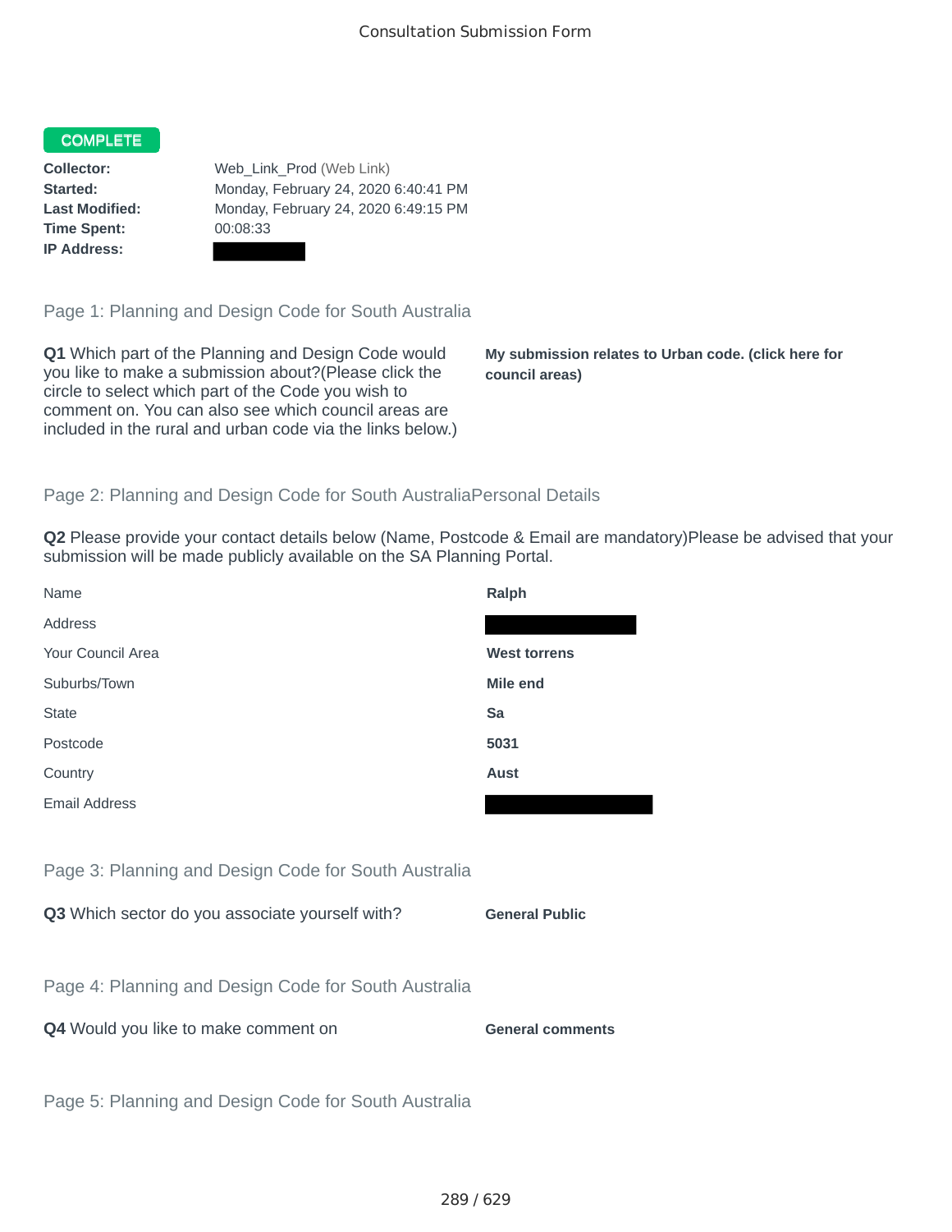Consultation Submission Form

**COMPLETE**

**Collector:** Web_Link_Prod (Web Link)
**Started:** Monday, February 24, 2020 6:40:41 PM
**Last Modified:** Monday, February 24, 2020 6:49:15 PM
**Time Spent:** 00:08:33
**IP Address:**

## Page 1: Planning and Design Code for South Australia

**Q1** Which part of the Planning and Design Code would you like to make a submission about?(Please click the circle to select which part of the Code you wish to comment on. You can also see which council areas are included in the rural and urban code via the links below.)

**My submission relates to Urban code. (click here for council areas)**

## Page 2: Planning and Design Code for South AustraliaPersonal Details

**Q2** Please provide your contact details below (Name, Postcode & Email are mandatory)Please be advised that your submission will be made publicly available on the SA Planning Portal.

| | |
|---|---|
| Name | **Ralph** |
| Address | |
| Your Council Area | **West torrens** |
| Suburbs/Town | **Mile end** |
| State | **Sa** |
| Postcode | **5031** |
| Country | **Aust** |
| Email Address | |

## Page 3: Planning and Design Code for South Australia

**Q3** Which sector do you associate yourself with? **General Public**

## Page 4: Planning and Design Code for South Australia

**Q4** Would you like to make comment on **General comments**

## Page 5: Planning and Design Code for South Australia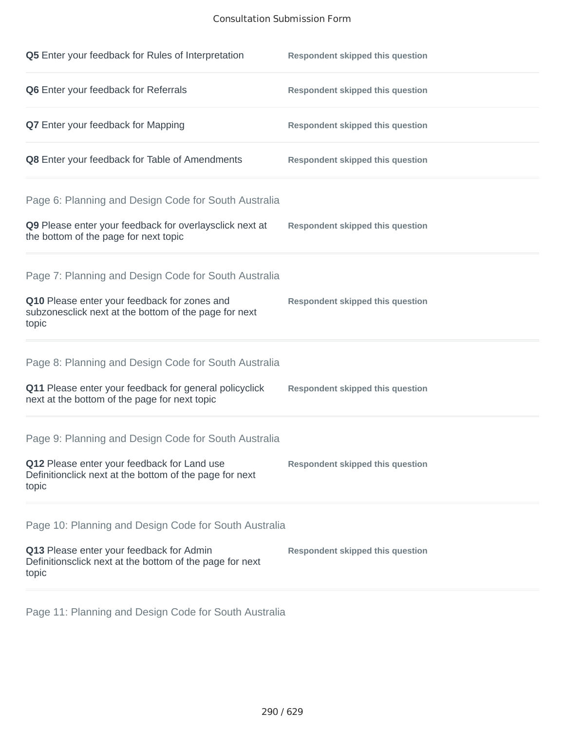**Q5** Enter your feedback for Rules of Interpretation — **Respondent skipped this question**

**Q6** Enter your feedback for Referrals — **Respondent skipped this question**

**Q7** Enter your feedback for Mapping — **Respondent skipped this question**

**Q8** Enter your feedback for Table of Amendments — **Respondent skipped this question**

## Page 6: Planning and Design Code for South Australia

**Q9** Please enter your feedback for overlaysclick next at the bottom of the page for next topic — **Respondent skipped this question**

## Page 7: Planning and Design Code for South Australia

**Q10** Please enter your feedback for zones and subzonesclick next at the bottom of the page for next topic — **Respondent skipped this question**

## Page 8: Planning and Design Code for South Australia

**Q11** Please enter your feedback for general policyclick next at the bottom of the page for next topic — **Respondent skipped this question**

## Page 9: Planning and Design Code for South Australia

**Q12** Please enter your feedback for Land use Definitionclick next at the bottom of the page for next topic — **Respondent skipped this question**

## Page 10: Planning and Design Code for South Australia

**Q13** Please enter your feedback for Admin Definitionsclick next at the bottom of the page for next topic — **Respondent skipped this question**

## Page 11: Planning and Design Code for South Australia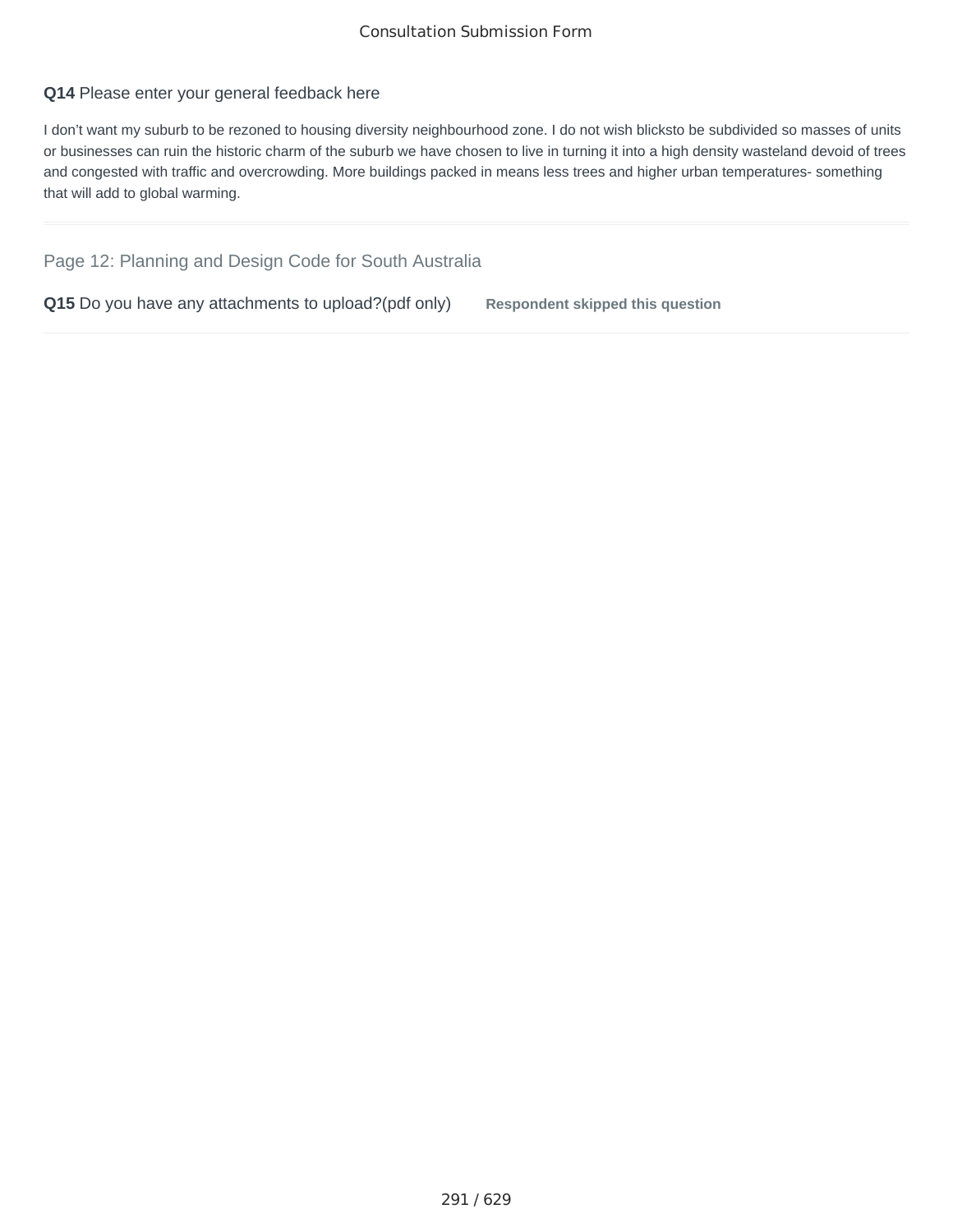**Q14** Please enter your general feedback here

I don't want my suburb to be rezoned to housing diversity neighbourhood zone. I do not wish blicksto be subdivided so masses of units or businesses can ruin the historic charm of the suburb we have chosen to live in turning it into a high density wasteland devoid of trees and congested with traffic and overcrowding. More buildings packed in means less trees and higher urban temperatures- something that will add to global warming.

## Page 12: Planning and Design Code for South Australia

**Q15** Do you have any attachments to upload?(pdf only) **Respondent skipped this question**